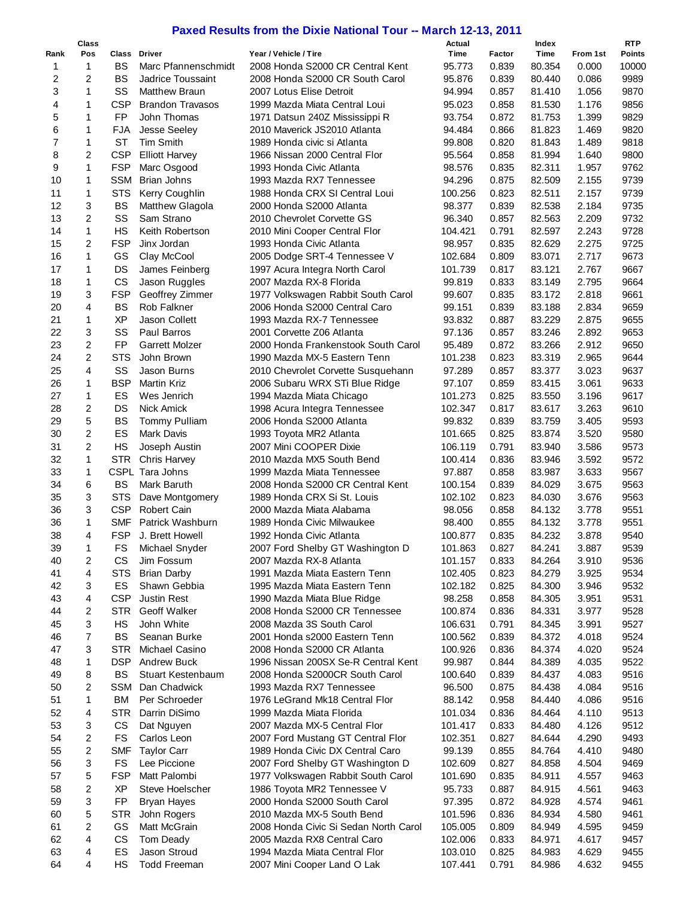# Paxed Results from the Dixie National Tour -- March 12-13, 2011

| Rank | Class Pos | Class | Driver | Year / Vehicle / Tire | Actual Time | Factor | Index Time | From 1st | RTP Points |
|---|---|---|---|---|---|---|---|---|---|
| 1 | 1 | BS | Marc Pfannenschmidt | 2008 Honda S2000 CR Central Kent | 95.773 | 0.839 | 80.354 | 0.000 | 10000 |
| 2 | 2 | BS | Jadrice Toussaint | 2008 Honda S2000 CR South Carol | 95.876 | 0.839 | 80.440 | 0.086 | 9989 |
| 3 | 1 | SS | Matthew Braun | 2007 Lotus Elise Detroit | 94.994 | 0.857 | 81.410 | 1.056 | 9870 |
| 4 | 1 | CSP | Brandon Travasos | 1999 Mazda Miata Central Loui | 95.023 | 0.858 | 81.530 | 1.176 | 9856 |
| 5 | 1 | FP | John Thomas | 1971 Datsun 240Z Mississippi R | 93.754 | 0.872 | 81.753 | 1.399 | 9829 |
| 6 | 1 | FJA | Jesse Seeley | 2010 Maverick JS2010 Atlanta | 94.484 | 0.866 | 81.823 | 1.469 | 9820 |
| 7 | 1 | ST | Tim Smith | 1989 Honda civic si Atlanta | 99.808 | 0.820 | 81.843 | 1.489 | 9818 |
| 8 | 2 | CSP | Elliott Harvey | 1966 Nissan 2000 Central Flor | 95.564 | 0.858 | 81.994 | 1.640 | 9800 |
| 9 | 1 | FSP | Marc Osgood | 1993 Honda Civic Atlanta | 98.576 | 0.835 | 82.311 | 1.957 | 9762 |
| 10 | 1 | SSM | Brian Johns | 1993 Mazda RX7 Tennessee | 94.296 | 0.875 | 82.509 | 2.155 | 9739 |
| 11 | 1 | STS | Kerry Coughlin | 1988 Honda CRX SI Central Loui | 100.256 | 0.823 | 82.511 | 2.157 | 9739 |
| 12 | 3 | BS | Matthew Glagola | 2000 Honda S2000 Atlanta | 98.377 | 0.839 | 82.538 | 2.184 | 9735 |
| 13 | 2 | SS | Sam Strano | 2010 Chevrolet Corvette GS | 96.340 | 0.857 | 82.563 | 2.209 | 9732 |
| 14 | 1 | HS | Keith Robertson | 2010 Mini Cooper Central Flor | 104.421 | 0.791 | 82.597 | 2.243 | 9728 |
| 15 | 2 | FSP | Jinx Jordan | 1993 Honda Civic Atlanta | 98.957 | 0.835 | 82.629 | 2.275 | 9725 |
| 16 | 1 | GS | Clay McCool | 2005 Dodge SRT-4 Tennessee V | 102.684 | 0.809 | 83.071 | 2.717 | 9673 |
| 17 | 1 | DS | James Feinberg | 1997 Acura Integra North Carol | 101.739 | 0.817 | 83.121 | 2.767 | 9667 |
| 18 | 1 | CS | Jason Ruggles | 2007 Mazda RX-8 Florida | 99.819 | 0.833 | 83.149 | 2.795 | 9664 |
| 19 | 3 | FSP | Geoffrey Zimmer | 1977 Volkswagen Rabbit South Carol | 99.607 | 0.835 | 83.172 | 2.818 | 9661 |
| 20 | 4 | BS | Rob Falkner | 2006 Honda S2000 Central Caro | 99.151 | 0.839 | 83.188 | 2.834 | 9659 |
| 21 | 1 | XP | Jason Collett | 1993 Mazda RX-7 Tennessee | 93.832 | 0.887 | 83.229 | 2.875 | 9655 |
| 22 | 3 | SS | Paul Barros | 2001 Corvette Z06 Atlanta | 97.136 | 0.857 | 83.246 | 2.892 | 9653 |
| 23 | 2 | FP | Garrett Molzer | 2000 Honda Frankenstook South Carol | 95.489 | 0.872 | 83.266 | 2.912 | 9650 |
| 24 | 2 | STS | John Brown | 1990 Mazda MX-5 Eastern Tenn | 101.238 | 0.823 | 83.319 | 2.965 | 9644 |
| 25 | 4 | SS | Jason Burns | 2010 Chevrolet Corvette Susquehann | 97.289 | 0.857 | 83.377 | 3.023 | 9637 |
| 26 | 1 | BSP | Martin Kriz | 2006 Subaru WRX STi Blue Ridge | 97.107 | 0.859 | 83.415 | 3.061 | 9633 |
| 27 | 1 | ES | Wes Jenrich | 1994 Mazda Miata Chicago | 101.273 | 0.825 | 83.550 | 3.196 | 9617 |
| 28 | 2 | DS | Nick Amick | 1998 Acura Integra Tennessee | 102.347 | 0.817 | 83.617 | 3.263 | 9610 |
| 29 | 5 | BS | Tommy Pulliam | 2006 Honda S2000 Atlanta | 99.832 | 0.839 | 83.759 | 3.405 | 9593 |
| 30 | 2 | ES | Mark Davis | 1993 Toyota MR2 Atlanta | 101.665 | 0.825 | 83.874 | 3.520 | 9580 |
| 31 | 2 | HS | Joseph Austin | 2007 Mini COOPER Dixie | 106.119 | 0.791 | 83.940 | 3.586 | 9573 |
| 32 | 1 | STR | Chris Harvey | 2010 Mazda MX5 South Bend | 100.414 | 0.836 | 83.946 | 3.592 | 9572 |
| 33 | 1 | CSPL | Tara Johns | 1999 Mazda Miata Tennessee | 97.887 | 0.858 | 83.987 | 3.633 | 9567 |
| 34 | 6 | BS | Mark Baruth | 2008 Honda S2000 CR Central Kent | 100.154 | 0.839 | 84.029 | 3.675 | 9563 |
| 35 | 3 | STS | Dave Montgomery | 1989 Honda CRX Si St. Louis | 102.102 | 0.823 | 84.030 | 3.676 | 9563 |
| 36 | 3 | CSP | Robert Cain | 2000 Mazda Miata Alabama | 98.056 | 0.858 | 84.132 | 3.778 | 9551 |
| 36 | 1 | SMF | Patrick Washburn | 1989 Honda Civic Milwaukee | 98.400 | 0.855 | 84.132 | 3.778 | 9551 |
| 38 | 4 | FSP | J. Brett Howell | 1992 Honda Civic Atlanta | 100.877 | 0.835 | 84.232 | 3.878 | 9540 |
| 39 | 1 | FS | Michael Snyder | 2007 Ford Shelby GT Washington D | 101.863 | 0.827 | 84.241 | 3.887 | 9539 |
| 40 | 2 | CS | Jim Fossum | 2007 Mazda RX-8 Atlanta | 101.157 | 0.833 | 84.264 | 3.910 | 9536 |
| 41 | 4 | STS | Brian Darby | 1991 Mazda Miata Eastern Tenn | 102.405 | 0.823 | 84.279 | 3.925 | 9534 |
| 42 | 3 | ES | Shawn Gebbia | 1995 Mazda Miata Eastern Tenn | 102.182 | 0.825 | 84.300 | 3.946 | 9532 |
| 43 | 4 | CSP | Justin Rest | 1990 Mazda Miata Blue Ridge | 98.258 | 0.858 | 84.305 | 3.951 | 9531 |
| 44 | 2 | STR | Geoff Walker | 2008 Honda S2000 CR Tennessee | 100.874 | 0.836 | 84.331 | 3.977 | 9528 |
| 45 | 3 | HS | John White | 2008 Mazda 3S South Carol | 106.631 | 0.791 | 84.345 | 3.991 | 9527 |
| 46 | 7 | BS | Seanan Burke | 2001 Honda s2000 Eastern Tenn | 100.562 | 0.839 | 84.372 | 4.018 | 9524 |
| 47 | 3 | STR | Michael Casino | 2008 Honda S2000 CR Atlanta | 100.926 | 0.836 | 84.374 | 4.020 | 9524 |
| 48 | 1 | DSP | Andrew Buck | 1996 Nissan 200SX Se-R Central Kent | 99.987 | 0.844 | 84.389 | 4.035 | 9522 |
| 49 | 8 | BS | Stuart Kestenbaum | 2008 Honda S2000CR South Carol | 100.640 | 0.839 | 84.437 | 4.083 | 9516 |
| 50 | 2 | SSM | Dan Chadwick | 1993 Mazda RX7 Tennessee | 96.500 | 0.875 | 84.438 | 4.084 | 9516 |
| 51 | 1 | BM | Per Schroeder | 1976 LeGrand Mk18 Central Flor | 88.142 | 0.958 | 84.440 | 4.086 | 9516 |
| 52 | 4 | STR | Darrin DiSimo | 1999 Mazda Miata Florida | 101.034 | 0.836 | 84.464 | 4.110 | 9513 |
| 53 | 3 | CS | Dat Nguyen | 2007 Mazda MX-5 Central Flor | 101.417 | 0.833 | 84.480 | 4.126 | 9512 |
| 54 | 2 | FS | Carlos Leon | 2007 Ford Mustang GT Central Flor | 102.351 | 0.827 | 84.644 | 4.290 | 9493 |
| 55 | 2 | SMF | Taylor Carr | 1989 Honda Civic DX Central Caro | 99.139 | 0.855 | 84.764 | 4.410 | 9480 |
| 56 | 3 | FS | Lee Piccione | 2007 Ford Shelby GT Washington D | 102.609 | 0.827 | 84.858 | 4.504 | 9469 |
| 57 | 5 | FSP | Matt Palombi | 1977 Volkswagen Rabbit South Carol | 101.690 | 0.835 | 84.911 | 4.557 | 9463 |
| 58 | 2 | XP | Steve Hoelscher | 1986 Toyota MR2 Tennessee V | 95.733 | 0.887 | 84.915 | 4.561 | 9463 |
| 59 | 3 | FP | Bryan Hayes | 2000 Honda S2000 South Carol | 97.395 | 0.872 | 84.928 | 4.574 | 9461 |
| 60 | 5 | STR | John Rogers | 2010 Mazda MX-5 South Bend | 101.596 | 0.836 | 84.934 | 4.580 | 9461 |
| 61 | 2 | GS | Matt McGrain | 2008 Honda Civic Si Sedan North Carol | 105.005 | 0.809 | 84.949 | 4.595 | 9459 |
| 62 | 4 | CS | Tom Deady | 2005 Mazda RX8 Central Caro | 102.006 | 0.833 | 84.971 | 4.617 | 9457 |
| 63 | 4 | ES | Jason Stroud | 1994 Mazda Miata Central Flor | 103.010 | 0.825 | 84.983 | 4.629 | 9455 |
| 64 | 4 | HS | Todd Freeman | 2007 Mini Cooper Land O Lak | 107.441 | 0.791 | 84.986 | 4.632 | 9455 |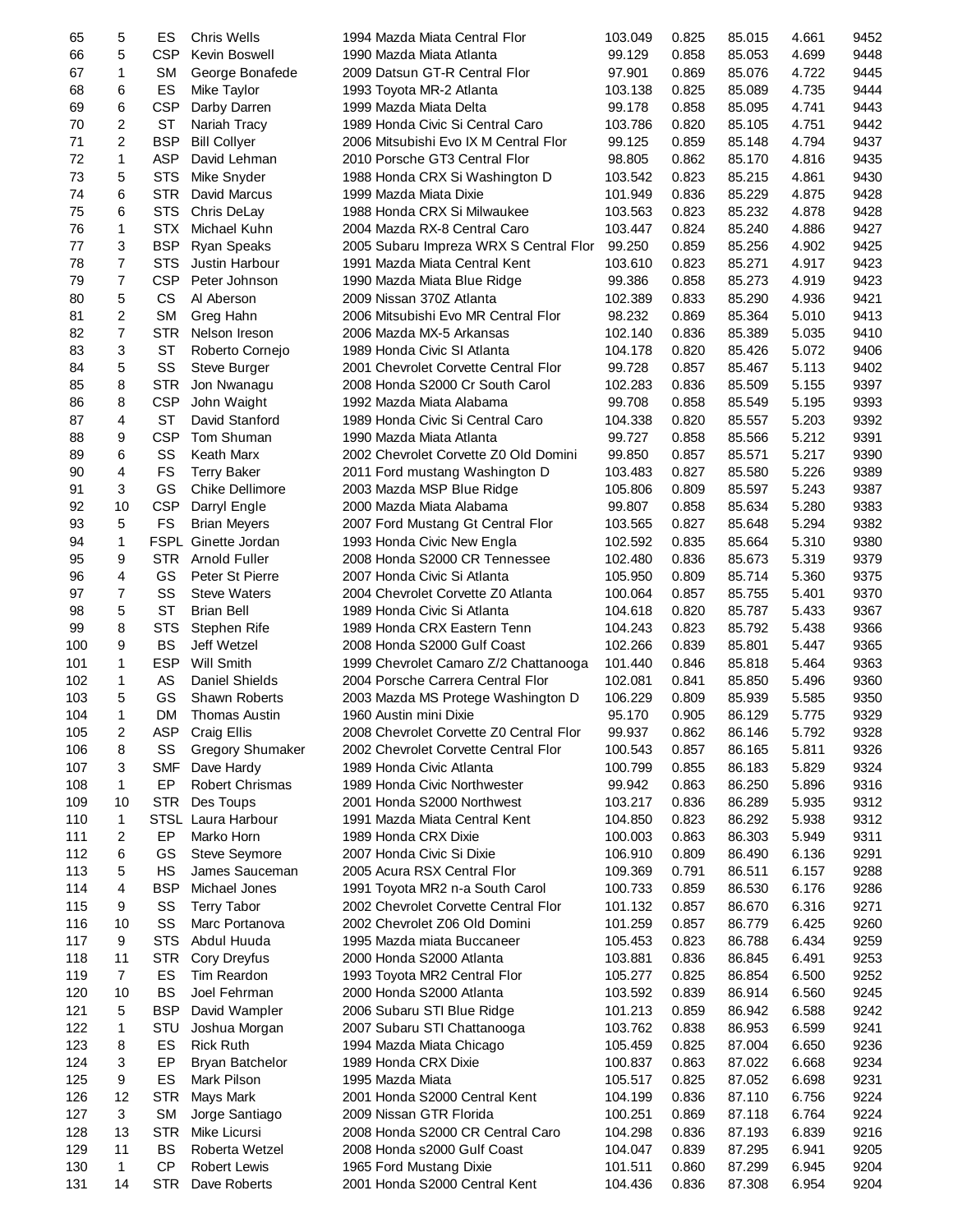| 65 | 5 | ES | Chris Wells | 1994 Mazda Miata Central Flor | 103.049 | 0.825 | 85.015 | 4.661 | 9452 |
|---|---|---|---|---|---|---|---|---|---|
| 66 | 5 | CSP | Kevin Boswell | 1990 Mazda Miata Atlanta | 99.129 | 0.858 | 85.053 | 4.699 | 9448 |
| 67 | 1 | SM | George Bonafede | 2009 Datsun GT-R Central Flor | 97.901 | 0.869 | 85.076 | 4.722 | 9445 |
| 68 | 6 | ES | Mike Taylor | 1993 Toyota MR-2 Atlanta | 103.138 | 0.825 | 85.089 | 4.735 | 9444 |
| 69 | 6 | CSP | Darby Darren | 1999 Mazda Miata Delta | 99.178 | 0.858 | 85.095 | 4.741 | 9443 |
| 70 | 2 | ST | Nariah Tracy | 1989 Honda Civic Si Central Caro | 103.786 | 0.820 | 85.105 | 4.751 | 9442 |
| 71 | 2 | BSP | Bill Collyer | 2006 Mitsubishi Evo IX M Central Flor | 99.125 | 0.859 | 85.148 | 4.794 | 9437 |
| 72 | 1 | ASP | David Lehman | 2010 Porsche GT3 Central Flor | 98.805 | 0.862 | 85.170 | 4.816 | 9435 |
| 73 | 5 | STS | Mike Snyder | 1988 Honda CRX Si Washington D | 103.542 | 0.823 | 85.215 | 4.861 | 9430 |
| 74 | 6 | STR | David Marcus | 1999 Mazda Miata Dixie | 101.949 | 0.836 | 85.229 | 4.875 | 9428 |
| 75 | 6 | STS | Chris DeLay | 1988 Honda CRX Si Milwaukee | 103.563 | 0.823 | 85.232 | 4.878 | 9428 |
| 76 | 1 | STX | Michael Kuhn | 2004 Mazda RX-8 Central Caro | 103.447 | 0.824 | 85.240 | 4.886 | 9427 |
| 77 | 3 | BSP | Ryan Speaks | 2005 Subaru Impreza WRX S Central Flor | 99.250 | 0.859 | 85.256 | 4.902 | 9425 |
| 78 | 7 | STS | Justin Harbour | 1991 Mazda Miata Central Kent | 103.610 | 0.823 | 85.271 | 4.917 | 9423 |
| 79 | 7 | CSP | Peter Johnson | 1990 Mazda Miata Blue Ridge | 99.386 | 0.858 | 85.273 | 4.919 | 9423 |
| 80 | 5 | CS | Al Aberson | 2009 Nissan 370Z Atlanta | 102.389 | 0.833 | 85.290 | 4.936 | 9421 |
| 81 | 2 | SM | Greg Hahn | 2006 Mitsubishi Evo MR Central Flor | 98.232 | 0.869 | 85.364 | 5.010 | 9413 |
| 82 | 7 | STR | Nelson Ireson | 2006 Mazda MX-5 Arkansas | 102.140 | 0.836 | 85.389 | 5.035 | 9410 |
| 83 | 3 | ST | Roberto Cornejo | 1989 Honda Civic SI Atlanta | 104.178 | 0.820 | 85.426 | 5.072 | 9406 |
| 84 | 5 | SS | Steve Burger | 2001 Chevrolet Corvette Central Flor | 99.728 | 0.857 | 85.467 | 5.113 | 9402 |
| 85 | 8 | STR | Jon Nwanagu | 2008 Honda S2000 Cr South Carol | 102.283 | 0.836 | 85.509 | 5.155 | 9397 |
| 86 | 8 | CSP | John Waight | 1992 Mazda Miata Alabama | 99.708 | 0.858 | 85.549 | 5.195 | 9393 |
| 87 | 4 | ST | David Stanford | 1989 Honda Civic Si Central Caro | 104.338 | 0.820 | 85.557 | 5.203 | 9392 |
| 88 | 9 | CSP | Tom Shuman | 1990 Mazda Miata Atlanta | 99.727 | 0.858 | 85.566 | 5.212 | 9391 |
| 89 | 6 | SS | Keath Marx | 2002 Chevrolet Corvette Z0 Old Domini | 99.850 | 0.857 | 85.571 | 5.217 | 9390 |
| 90 | 4 | FS | Terry Baker | 2011 Ford mustang Washington D | 103.483 | 0.827 | 85.580 | 5.226 | 9389 |
| 91 | 3 | GS | Chike Dellimore | 2003 Mazda MSP Blue Ridge | 105.806 | 0.809 | 85.597 | 5.243 | 9387 |
| 92 | 10 | CSP | Darryl Engle | 2000 Mazda Miata Alabama | 99.807 | 0.858 | 85.634 | 5.280 | 9383 |
| 93 | 5 | FS | Brian Meyers | 2007 Ford Mustang Gt Central Flor | 103.565 | 0.827 | 85.648 | 5.294 | 9382 |
| 94 | 1 | FSPL | Ginette Jordan | 1993 Honda Civic New Engla | 102.592 | 0.835 | 85.664 | 5.310 | 9380 |
| 95 | 9 | STR | Arnold Fuller | 2008 Honda S2000 CR Tennessee | 102.480 | 0.836 | 85.673 | 5.319 | 9379 |
| 96 | 4 | GS | Peter St Pierre | 2007 Honda Civic Si Atlanta | 105.950 | 0.809 | 85.714 | 5.360 | 9375 |
| 97 | 7 | SS | Steve Waters | 2004 Chevrolet Corvette Z0 Atlanta | 100.064 | 0.857 | 85.755 | 5.401 | 9370 |
| 98 | 5 | ST | Brian Bell | 1989 Honda Civic Si Atlanta | 104.618 | 0.820 | 85.787 | 5.433 | 9367 |
| 99 | 8 | STS | Stephen Rife | 1989 Honda CRX Eastern Tenn | 104.243 | 0.823 | 85.792 | 5.438 | 9366 |
| 100 | 9 | BS | Jeff Wetzel | 2008 Honda S2000 Gulf Coast | 102.266 | 0.839 | 85.801 | 5.447 | 9365 |
| 101 | 1 | ESP | Will Smith | 1999 Chevrolet Camaro Z/2 Chattanooga | 101.440 | 0.846 | 85.818 | 5.464 | 9363 |
| 102 | 1 | AS | Daniel Shields | 2004 Porsche Carrera Central Flor | 102.081 | 0.841 | 85.850 | 5.496 | 9360 |
| 103 | 5 | GS | Shawn Roberts | 2003 Mazda MS Protege Washington D | 106.229 | 0.809 | 85.939 | 5.585 | 9350 |
| 104 | 1 | DM | Thomas Austin | 1960 Austin mini Dixie | 95.170 | 0.905 | 86.129 | 5.775 | 9329 |
| 105 | 2 | ASP | Craig Ellis | 2008 Chevrolet Corvette Z0 Central Flor | 99.937 | 0.862 | 86.146 | 5.792 | 9328 |
| 106 | 8 | SS | Gregory Shumaker | 2002 Chevrolet Corvette Central Flor | 100.543 | 0.857 | 86.165 | 5.811 | 9326 |
| 107 | 3 | SMF | Dave Hardy | 1989 Honda Civic Atlanta | 100.799 | 0.855 | 86.183 | 5.829 | 9324 |
| 108 | 1 | EP | Robert Chrismas | 1989 Honda Civic Northwester | 99.942 | 0.863 | 86.250 | 5.896 | 9316 |
| 109 | 10 | STR | Des Toups | 2001 Honda S2000 Northwest | 103.217 | 0.836 | 86.289 | 5.935 | 9312 |
| 110 | 1 | STSL | Laura Harbour | 1991 Mazda Miata Central Kent | 104.850 | 0.823 | 86.292 | 5.938 | 9312 |
| 111 | 2 | EP | Marko Horn | 1989 Honda CRX Dixie | 100.003 | 0.863 | 86.303 | 5.949 | 9311 |
| 112 | 6 | GS | Steve Seymore | 2007 Honda Civic Si Dixie | 106.910 | 0.809 | 86.490 | 6.136 | 9291 |
| 113 | 5 | HS | James Sauceman | 2005 Acura RSX Central Flor | 109.369 | 0.791 | 86.511 | 6.157 | 9288 |
| 114 | 4 | BSP | Michael Jones | 1991 Toyota MR2 n-a South Carol | 100.733 | 0.859 | 86.530 | 6.176 | 9286 |
| 115 | 9 | SS | Terry Tabor | 2002 Chevrolet Corvette Central Flor | 101.132 | 0.857 | 86.670 | 6.316 | 9271 |
| 116 | 10 | SS | Marc Portanova | 2002 Chevrolet Z06 Old Domini | 101.259 | 0.857 | 86.779 | 6.425 | 9260 |
| 117 | 9 | STS | Abdul Huuda | 1995 Mazda miata Buccaneer | 105.453 | 0.823 | 86.788 | 6.434 | 9259 |
| 118 | 11 | STR | Cory Dreyfus | 2000 Honda S2000 Atlanta | 103.881 | 0.836 | 86.845 | 6.491 | 9253 |
| 119 | 7 | ES | Tim Reardon | 1993 Toyota MR2 Central Flor | 105.277 | 0.825 | 86.854 | 6.500 | 9252 |
| 120 | 10 | BS | Joel Fehrman | 2000 Honda S2000 Atlanta | 103.592 | 0.839 | 86.914 | 6.560 | 9245 |
| 121 | 5 | BSP | David Wampler | 2006 Subaru STI Blue Ridge | 101.213 | 0.859 | 86.942 | 6.588 | 9242 |
| 122 | 1 | STU | Joshua Morgan | 2007 Subaru STI Chattanooga | 103.762 | 0.838 | 86.953 | 6.599 | 9241 |
| 123 | 8 | ES | Rick Ruth | 1994 Mazda Miata Chicago | 105.459 | 0.825 | 87.004 | 6.650 | 9236 |
| 124 | 3 | EP | Bryan Batchelor | 1989 Honda CRX Dixie | 100.837 | 0.863 | 87.022 | 6.668 | 9234 |
| 125 | 9 | ES | Mark Pilson | 1995 Mazda Miata | 105.517 | 0.825 | 87.052 | 6.698 | 9231 |
| 126 | 12 | STR | Mays Mark | 2001 Honda S2000 Central Kent | 104.199 | 0.836 | 87.110 | 6.756 | 9224 |
| 127 | 3 | SM | Jorge Santiago | 2009 Nissan GTR Florida | 100.251 | 0.869 | 87.118 | 6.764 | 9224 |
| 128 | 13 | STR | Mike Licursi | 2008 Honda S2000 CR Central Caro | 104.298 | 0.836 | 87.193 | 6.839 | 9216 |
| 129 | 11 | BS | Roberta Wetzel | 2008 Honda s2000 Gulf Coast | 104.047 | 0.839 | 87.295 | 6.941 | 9205 |
| 130 | 1 | CP | Robert Lewis | 1965 Ford Mustang Dixie | 101.511 | 0.860 | 87.299 | 6.945 | 9204 |
| 131 | 14 | STR | Dave Roberts | 2001 Honda S2000 Central Kent | 104.436 | 0.836 | 87.308 | 6.954 | 9204 |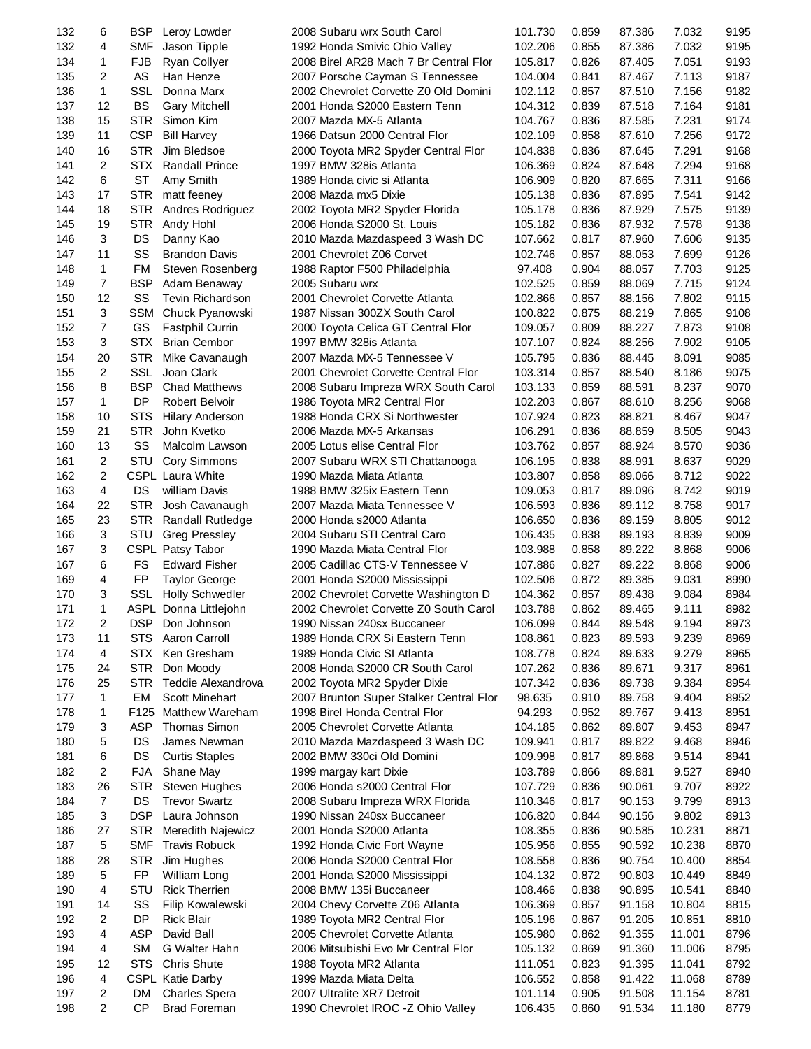| | | | | | | | | | |
|---|---|---|---|---|---|---|---|---|---|
| 132 | 6 | BSP | Leroy Lowder | 2008 Subaru wrx South Carol | 101.730 | 0.859 | 87.386 | 7.032 | 9195 |
| 132 | 4 | SMF | Jason Tipple | 1992 Honda Smivic Ohio Valley | 102.206 | 0.855 | 87.386 | 7.032 | 9195 |
| 134 | 1 | FJB | Ryan Collyer | 2008 Birel AR28 Mach 7 Br Central Flor | 105.817 | 0.826 | 87.405 | 7.051 | 9193 |
| 135 | 2 | AS | Han Henze | 2007 Porsche Cayman S Tennessee | 104.004 | 0.841 | 87.467 | 7.113 | 9187 |
| 136 | 1 | SSL | Donna Marx | 2002 Chevrolet Corvette Z0 Old Domini | 102.112 | 0.857 | 87.510 | 7.156 | 9182 |
| 137 | 12 | BS | Gary Mitchell | 2001 Honda S2000 Eastern Tenn | 104.312 | 0.839 | 87.518 | 7.164 | 9181 |
| 138 | 15 | STR | Simon Kim | 2007 Mazda MX-5 Atlanta | 104.767 | 0.836 | 87.585 | 7.231 | 9174 |
| 139 | 11 | CSP | Bill Harvey | 1966 Datsun 2000 Central Flor | 102.109 | 0.858 | 87.610 | 7.256 | 9172 |
| 140 | 16 | STR | Jim Bledsoe | 2000 Toyota MR2 Spyder Central Flor | 104.838 | 0.836 | 87.645 | 7.291 | 9168 |
| 141 | 2 | STX | Randall Prince | 1997 BMW 328is Atlanta | 106.369 | 0.824 | 87.648 | 7.294 | 9168 |
| 142 | 6 | ST | Amy Smith | 1989 Honda civic si Atlanta | 106.909 | 0.820 | 87.665 | 7.311 | 9166 |
| 143 | 17 | STR | matt feeney | 2008 Mazda mx5 Dixie | 105.138 | 0.836 | 87.895 | 7.541 | 9142 |
| 144 | 18 | STR | Andres Rodriguez | 2002 Toyota MR2 Spyder Florida | 105.178 | 0.836 | 87.929 | 7.575 | 9139 |
| 145 | 19 | STR | Andy Hohl | 2006 Honda S2000 St. Louis | 105.182 | 0.836 | 87.932 | 7.578 | 9138 |
| 146 | 3 | DS | Danny Kao | 2010 Mazda Mazdaspeed 3 Wash DC | 107.662 | 0.817 | 87.960 | 7.606 | 9135 |
| 147 | 11 | SS | Brandon Davis | 2001 Chevrolet Z06 Corvet | 102.746 | 0.857 | 88.053 | 7.699 | 9126 |
| 148 | 1 | FM | Steven Rosenberg | 1988 Raptor F500 Philadelphia | 97.408 | 0.904 | 88.057 | 7.703 | 9125 |
| 149 | 7 | BSP | Adam Benaway | 2005 Subaru wrx | 102.525 | 0.859 | 88.069 | 7.715 | 9124 |
| 150 | 12 | SS | Tevin Richardson | 2001 Chevrolet Corvette Atlanta | 102.866 | 0.857 | 88.156 | 7.802 | 9115 |
| 151 | 3 | SSM | Chuck Pyanowski | 1987 Nissan 300ZX South Carol | 100.822 | 0.875 | 88.219 | 7.865 | 9108 |
| 152 | 7 | GS | Fastphil Currin | 2000 Toyota Celica GT Central Flor | 109.057 | 0.809 | 88.227 | 7.873 | 9108 |
| 153 | 3 | STX | Brian Cembor | 1997 BMW 328is Atlanta | 107.107 | 0.824 | 88.256 | 7.902 | 9105 |
| 154 | 20 | STR | Mike Cavanaugh | 2007 Mazda MX-5 Tennessee V | 105.795 | 0.836 | 88.445 | 8.091 | 9085 |
| 155 | 2 | SSL | Joan Clark | 2001 Chevrolet Corvette Central Flor | 103.314 | 0.857 | 88.540 | 8.186 | 9075 |
| 156 | 8 | BSP | Chad Matthews | 2008 Subaru Impreza WRX South Carol | 103.133 | 0.859 | 88.591 | 8.237 | 9070 |
| 157 | 1 | DP | Robert Belvoir | 1986 Toyota MR2 Central Flor | 102.203 | 0.867 | 88.610 | 8.256 | 9068 |
| 158 | 10 | STS | Hilary Anderson | 1988 Honda CRX Si Northwester | 107.924 | 0.823 | 88.821 | 8.467 | 9047 |
| 159 | 21 | STR | John Kvetko | 2006 Mazda MX-5 Arkansas | 106.291 | 0.836 | 88.859 | 8.505 | 9043 |
| 160 | 13 | SS | Malcolm Lawson | 2005 Lotus elise Central Flor | 103.762 | 0.857 | 88.924 | 8.570 | 9036 |
| 161 | 2 | STU | Cory Simmons | 2007 Subaru WRX STI Chattanooga | 106.195 | 0.838 | 88.991 | 8.637 | 9029 |
| 162 | 2 | CSPL | Laura White | 1990 Mazda Miata Atlanta | 103.807 | 0.858 | 89.066 | 8.712 | 9022 |
| 163 | 4 | DS | william Davis | 1988 BMW 325ix Eastern Tenn | 109.053 | 0.817 | 89.096 | 8.742 | 9019 |
| 164 | 22 | STR | Josh Cavanaugh | 2007 Mazda Miata Tennessee V | 106.593 | 0.836 | 89.112 | 8.758 | 9017 |
| 165 | 23 | STR | Randall Rutledge | 2000 Honda s2000 Atlanta | 106.650 | 0.836 | 89.159 | 8.805 | 9012 |
| 166 | 3 | STU | Greg Pressley | 2004 Subaru STI Central Caro | 106.435 | 0.838 | 89.193 | 8.839 | 9009 |
| 167 | 3 | CSPL | Patsy Tabor | 1990 Mazda Miata Central Flor | 103.988 | 0.858 | 89.222 | 8.868 | 9006 |
| 167 | 6 | FS | Edward Fisher | 2005 Cadillac CTS-V Tennessee V | 107.886 | 0.827 | 89.222 | 8.868 | 9006 |
| 169 | 4 | FP | Taylor George | 2001 Honda S2000 Mississippi | 102.506 | 0.872 | 89.385 | 9.031 | 8990 |
| 170 | 3 | SSL | Holly Schwedler | 2002 Chevrolet Corvette Washington D | 104.362 | 0.857 | 89.438 | 9.084 | 8984 |
| 171 | 1 | ASPL | Donna Littlejohn | 2002 Chevrolet Corvette Z0 South Carol | 103.788 | 0.862 | 89.465 | 9.111 | 8982 |
| 172 | 2 | DSP | Don Johnson | 1990 Nissan 240sx Buccaneer | 106.099 | 0.844 | 89.548 | 9.194 | 8973 |
| 173 | 11 | STS | Aaron Carroll | 1989 Honda CRX Si Eastern Tenn | 108.861 | 0.823 | 89.593 | 9.239 | 8969 |
| 174 | 4 | STX | Ken Gresham | 1989 Honda Civic SI Atlanta | 108.778 | 0.824 | 89.633 | 9.279 | 8965 |
| 175 | 24 | STR | Don Moody | 2008 Honda S2000 CR South Carol | 107.262 | 0.836 | 89.671 | 9.317 | 8961 |
| 176 | 25 | STR | Teddie Alexandrova | 2002 Toyota MR2 Spyder Dixie | 107.342 | 0.836 | 89.738 | 9.384 | 8954 |
| 177 | 1 | EM | Scott Minehart | 2007 Brunton Super Stalker Central Flor | 98.635 | 0.910 | 89.758 | 9.404 | 8952 |
| 178 | 1 | F125 | Matthew Wareham | 1998 Birel Honda Central Flor | 94.293 | 0.952 | 89.767 | 9.413 | 8951 |
| 179 | 3 | ASP | Thomas Simon | 2005 Chevrolet Corvette Atlanta | 104.185 | 0.862 | 89.807 | 9.453 | 8947 |
| 180 | 5 | DS | James Newman | 2010 Mazda Mazdaspeed 3 Wash DC | 109.941 | 0.817 | 89.822 | 9.468 | 8946 |
| 181 | 6 | DS | Curtis Staples | 2002 BMW 330ci Old Domini | 109.998 | 0.817 | 89.868 | 9.514 | 8941 |
| 182 | 2 | FJA | Shane May | 1999 margay kart Dixie | 103.789 | 0.866 | 89.881 | 9.527 | 8940 |
| 183 | 26 | STR | Steven Hughes | 2006 Honda s2000 Central Flor | 107.729 | 0.836 | 90.061 | 9.707 | 8922 |
| 184 | 7 | DS | Trevor Swartz | 2008 Subaru Impreza WRX Florida | 110.346 | 0.817 | 90.153 | 9.799 | 8913 |
| 185 | 3 | DSP | Laura Johnson | 1990 Nissan 240sx Buccaneer | 106.820 | 0.844 | 90.156 | 9.802 | 8913 |
| 186 | 27 | STR | Meredith Najewicz | 2001 Honda S2000 Atlanta | 108.355 | 0.836 | 90.585 | 10.231 | 8871 |
| 187 | 5 | SMF | Travis Robuck | 1992 Honda Civic Fort Wayne | 105.956 | 0.855 | 90.592 | 10.238 | 8870 |
| 188 | 28 | STR | Jim Hughes | 2006 Honda S2000 Central Flor | 108.558 | 0.836 | 90.754 | 10.400 | 8854 |
| 189 | 5 | FP | William Long | 2001 Honda S2000 Mississippi | 104.132 | 0.872 | 90.803 | 10.449 | 8849 |
| 190 | 4 | STU | Rick Therrien | 2008 BMW 135i Buccaneer | 108.466 | 0.838 | 90.895 | 10.541 | 8840 |
| 191 | 14 | SS | Filip Kowalewski | 2004 Chevy Corvette Z06 Atlanta | 106.369 | 0.857 | 91.158 | 10.804 | 8815 |
| 192 | 2 | DP | Rick Blair | 1989 Toyota MR2 Central Flor | 105.196 | 0.867 | 91.205 | 10.851 | 8810 |
| 193 | 4 | ASP | David Ball | 2005 Chevrolet Corvette Atlanta | 105.980 | 0.862 | 91.355 | 11.001 | 8796 |
| 194 | 4 | SM | G Walter Hahn | 2006 Mitsubishi Evo Mr Central Flor | 105.132 | 0.869 | 91.360 | 11.006 | 8795 |
| 195 | 12 | STS | Chris Shute | 1988 Toyota MR2 Atlanta | 111.051 | 0.823 | 91.395 | 11.041 | 8792 |
| 196 | 4 | CSPL | Katie Darby | 1999 Mazda Miata Delta | 106.552 | 0.858 | 91.422 | 11.068 | 8789 |
| 197 | 2 | DM | Charles Spera | 2007 Ultralite XR7 Detroit | 101.114 | 0.905 | 91.508 | 11.154 | 8781 |
| 198 | 2 | CP | Brad Foreman | 1990 Chevrolet IROC -Z Ohio Valley | 106.435 | 0.860 | 91.534 | 11.180 | 8779 |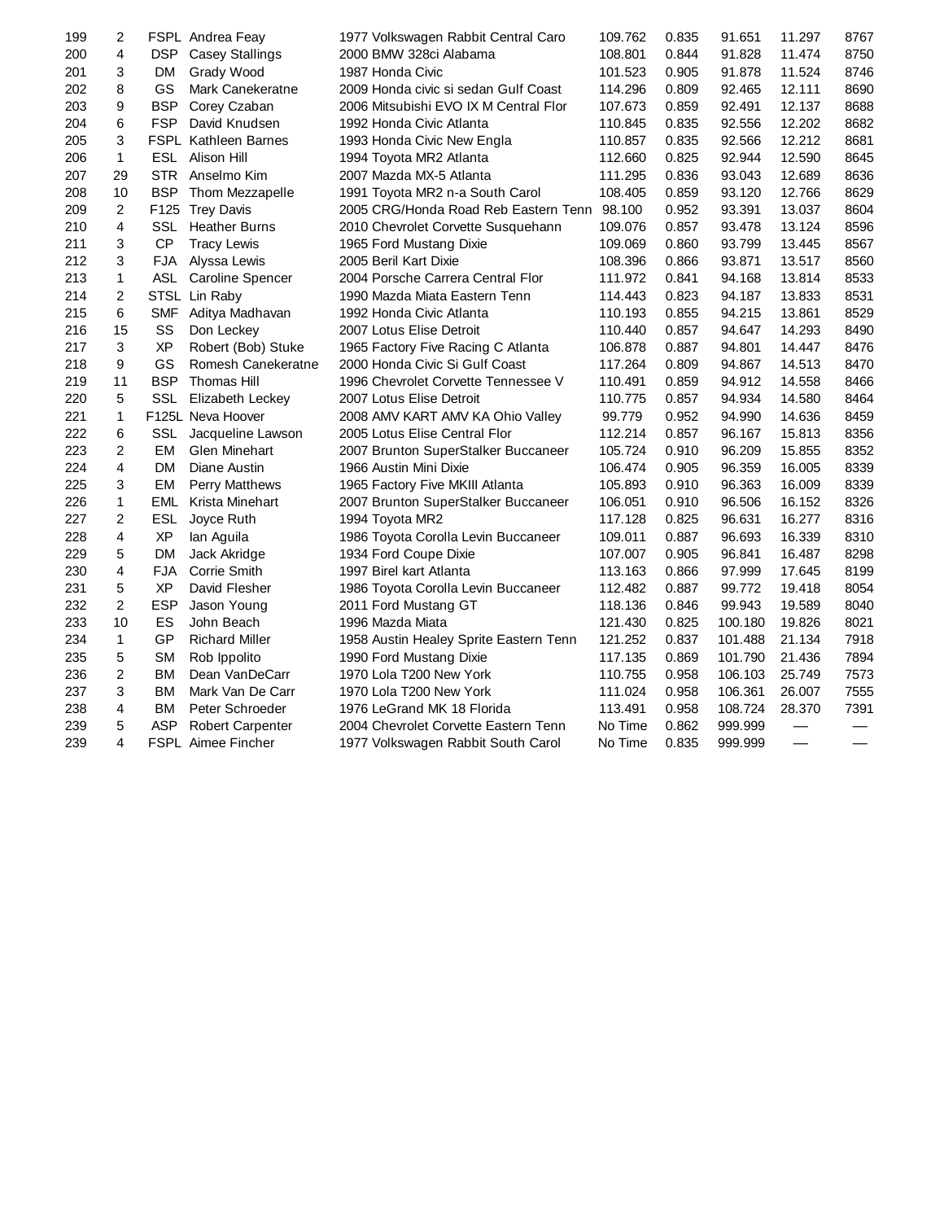| | | | | | | | | | |
|---|---|---|---|---|---|---|---|---|---|
| 199 | 2 | FSPL | Andrea Feay | 1977 Volkswagen Rabbit Central Caro | 109.762 | 0.835 | 91.651 | 11.297 | 8767 |
| 200 | 4 | DSP | Casey Stallings | 2000 BMW 328ci Alabama | 108.801 | 0.844 | 91.828 | 11.474 | 8750 |
| 201 | 3 | DM | Grady Wood | 1987 Honda Civic | 101.523 | 0.905 | 91.878 | 11.524 | 8746 |
| 202 | 8 | GS | Mark Canekeratne | 2009 Honda civic si sedan Gulf Coast | 114.296 | 0.809 | 92.465 | 12.111 | 8690 |
| 203 | 9 | BSP | Corey Czaban | 2006 Mitsubishi EVO IX M Central Flor | 107.673 | 0.859 | 92.491 | 12.137 | 8688 |
| 204 | 6 | FSP | David Knudsen | 1992 Honda Civic Atlanta | 110.845 | 0.835 | 92.556 | 12.202 | 8682 |
| 205 | 3 | FSPL | Kathleen Barnes | 1993 Honda Civic New Engla | 110.857 | 0.835 | 92.566 | 12.212 | 8681 |
| 206 | 1 | ESL | Alison Hill | 1994 Toyota MR2 Atlanta | 112.660 | 0.825 | 92.944 | 12.590 | 8645 |
| 207 | 29 | STR | Anselmo Kim | 2007 Mazda MX-5 Atlanta | 111.295 | 0.836 | 93.043 | 12.689 | 8636 |
| 208 | 10 | BSP | Thom Mezzapelle | 1991 Toyota MR2 n-a South Carol | 108.405 | 0.859 | 93.120 | 12.766 | 8629 |
| 209 | 2 | F125 | Trey Davis | 2005 CRG/Honda Road Reb Eastern Tenn | 98.100 | 0.952 | 93.391 | 13.037 | 8604 |
| 210 | 4 | SSL | Heather Burns | 2010 Chevrolet Corvette Susquehann | 109.076 | 0.857 | 93.478 | 13.124 | 8596 |
| 211 | 3 | CP | Tracy Lewis | 1965 Ford Mustang Dixie | 109.069 | 0.860 | 93.799 | 13.445 | 8567 |
| 212 | 3 | FJA | Alyssa Lewis | 2005 Beril Kart Dixie | 108.396 | 0.866 | 93.871 | 13.517 | 8560 |
| 213 | 1 | ASL | Caroline Spencer | 2004 Porsche Carrera Central Flor | 111.972 | 0.841 | 94.168 | 13.814 | 8533 |
| 214 | 2 | STSL | Lin Raby | 1990 Mazda Miata Eastern Tenn | 114.443 | 0.823 | 94.187 | 13.833 | 8531 |
| 215 | 6 | SMF | Aditya Madhavan | 1992 Honda Civic Atlanta | 110.193 | 0.855 | 94.215 | 13.861 | 8529 |
| 216 | 15 | SS | Don Leckey | 2007 Lotus Elise Detroit | 110.440 | 0.857 | 94.647 | 14.293 | 8490 |
| 217 | 3 | XP | Robert (Bob) Stuke | 1965 Factory Five Racing C Atlanta | 106.878 | 0.887 | 94.801 | 14.447 | 8476 |
| 218 | 9 | GS | Romesh Canekeratne | 2000 Honda Civic Si Gulf Coast | 117.264 | 0.809 | 94.867 | 14.513 | 8470 |
| 219 | 11 | BSP | Thomas Hill | 1996 Chevrolet Corvette Tennessee V | 110.491 | 0.859 | 94.912 | 14.558 | 8466 |
| 220 | 5 | SSL | Elizabeth Leckey | 2007 Lotus Elise Detroit | 110.775 | 0.857 | 94.934 | 14.580 | 8464 |
| 221 | 1 | F125L | Neva Hoover | 2008 AMV KART AMV KA Ohio Valley | 99.779 | 0.952 | 94.990 | 14.636 | 8459 |
| 222 | 6 | SSL | Jacqueline Lawson | 2005 Lotus Elise Central Flor | 112.214 | 0.857 | 96.167 | 15.813 | 8356 |
| 223 | 2 | EM | Glen Minehart | 2007 Brunton SuperStalker Buccaneer | 105.724 | 0.910 | 96.209 | 15.855 | 8352 |
| 224 | 4 | DM | Diane Austin | 1966 Austin Mini Dixie | 106.474 | 0.905 | 96.359 | 16.005 | 8339 |
| 225 | 3 | EM | Perry Matthews | 1965 Factory Five MKIII Atlanta | 105.893 | 0.910 | 96.363 | 16.009 | 8339 |
| 226 | 1 | EML | Krista Minehart | 2007 Brunton SuperStalker Buccaneer | 106.051 | 0.910 | 96.506 | 16.152 | 8326 |
| 227 | 2 | ESL | Joyce Ruth | 1994 Toyota MR2 | 117.128 | 0.825 | 96.631 | 16.277 | 8316 |
| 228 | 4 | XP | Ian Aguila | 1986 Toyota Corolla Levin Buccaneer | 109.011 | 0.887 | 96.693 | 16.339 | 8310 |
| 229 | 5 | DM | Jack Akridge | 1934 Ford Coupe Dixie | 107.007 | 0.905 | 96.841 | 16.487 | 8298 |
| 230 | 4 | FJA | Corrie Smith | 1997 Birel kart Atlanta | 113.163 | 0.866 | 97.999 | 17.645 | 8199 |
| 231 | 5 | XP | David Flesher | 1986 Toyota Corolla Levin Buccaneer | 112.482 | 0.887 | 99.772 | 19.418 | 8054 |
| 232 | 2 | ESP | Jason Young | 2011 Ford Mustang GT | 118.136 | 0.846 | 99.943 | 19.589 | 8040 |
| 233 | 10 | ES | John Beach | 1996 Mazda Miata | 121.430 | 0.825 | 100.180 | 19.826 | 8021 |
| 234 | 1 | GP | Richard Miller | 1958 Austin Healey Sprite Eastern Tenn | 121.252 | 0.837 | 101.488 | 21.134 | 7918 |
| 235 | 5 | SM | Rob Ippolito | 1990 Ford Mustang Dixie | 117.135 | 0.869 | 101.790 | 21.436 | 7894 |
| 236 | 2 | BM | Dean VanDeCarr | 1970 Lola T200 New York | 110.755 | 0.958 | 106.103 | 25.749 | 7573 |
| 237 | 3 | BM | Mark Van De Carr | 1970 Lola T200 New York | 111.024 | 0.958 | 106.361 | 26.007 | 7555 |
| 238 | 4 | BM | Peter Schroeder | 1976 LeGrand MK 18 Florida | 113.491 | 0.958 | 108.724 | 28.370 | 7391 |
| 239 | 5 | ASP | Robert Carpenter | 2004 Chevrolet Corvette Eastern Tenn | No Time | 0.862 | 999.999 | — | — |
| 239 | 4 | FSPL | Aimee Fincher | 1977 Volkswagen Rabbit South Carol | No Time | 0.835 | 999.999 | — | — |